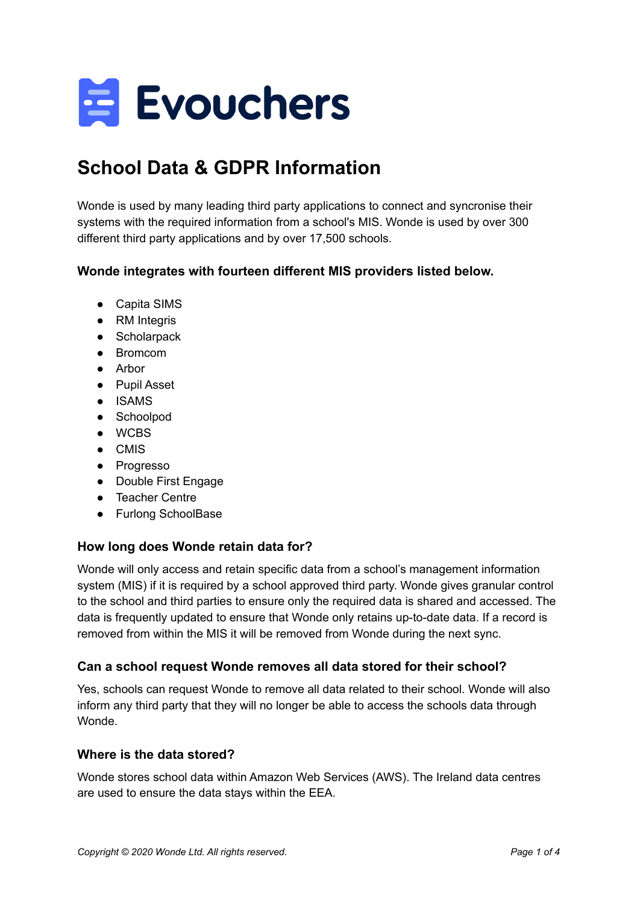# Evouchers

## School Data & GDPR Information

Wonde is used by many leading third party applications to connect and syncronise their systems with the required information from a school's MIS. Wonde is used by over 300 different third party applications and by over 17,500 schools.

### Wonde integrates with fourteen different MIS providers listed below.

- Capita SIMS
- RM Integris
- Scholarpack
- Bromcom
- Arbor
- Pupil Asset
- ISAMS
- Schoolpod
- WCBS
- CMIS
- Progresso
- Double First Engage
- Teacher Centre
- Furlong SchoolBase

### How long does Wonde retain data for?

Wonde will only access and retain specific data from a school's management information system (MIS) if it is required by a school approved third party. Wonde gives granular control to the school and third parties to ensure only the required data is shared and accessed. The data is frequently updated to ensure that Wonde only retains up-to-date data. If a record is removed from within the MIS it will be removed from Wonde during the next sync.

### Can a school request Wonde removes all data stored for their school?

Yes, schools can request Wonde to remove all data related to their school. Wonde will also inform any third party that they will no longer be able to access the schools data through Wonde.

### Where is the data stored?

Wonde stores school data within Amazon Web Services (AWS). The Ireland data centres are used to ensure the data stays within the EEA.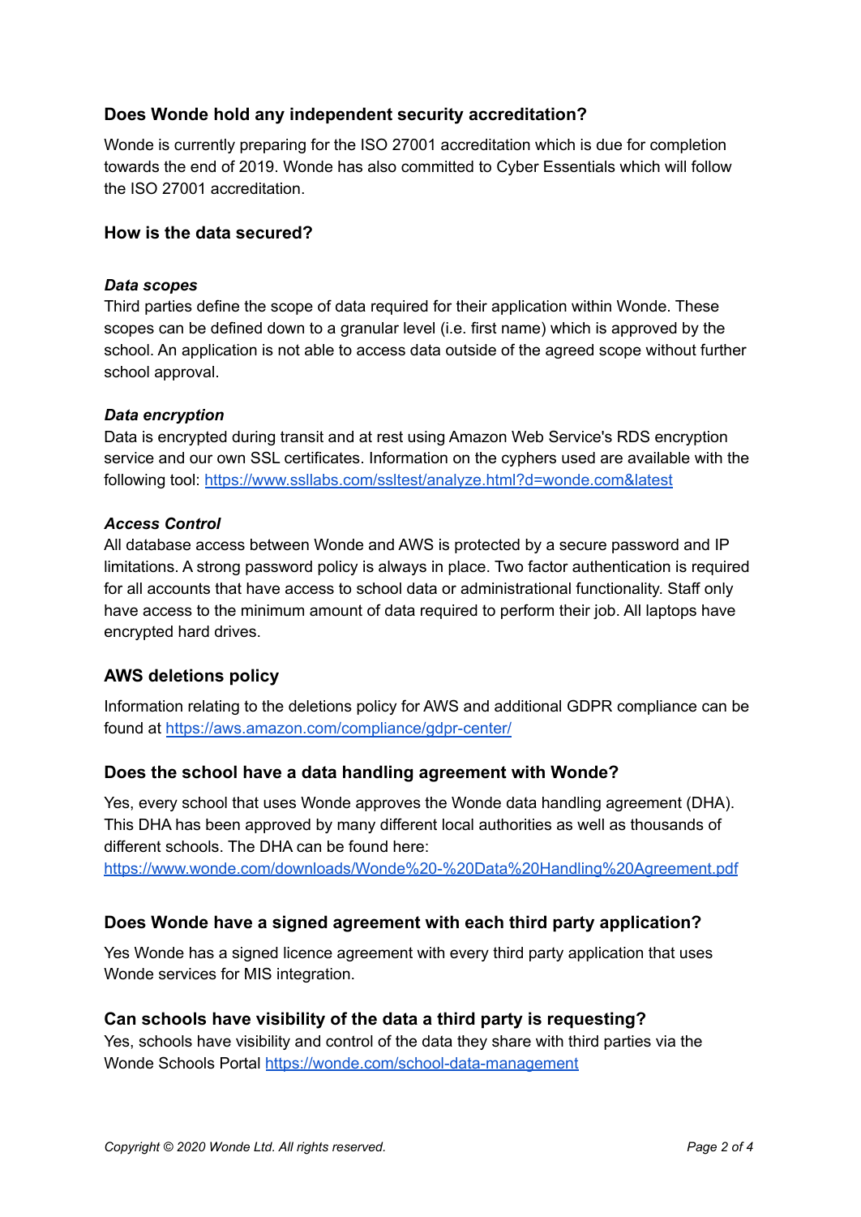## Does Wonde hold any independent security accreditation?

Wonde is currently preparing for the ISO 27001 accreditation which is due for completion towards the end of 2019. Wonde has also committed to Cyber Essentials which will follow the ISO 27001 accreditation.

## How is the data secured?

***Data scopes***

Third parties define the scope of data required for their application within Wonde. These scopes can be defined down to a granular level (i.e. first name) which is approved by the school. An application is not able to access data outside of the agreed scope without further school approval.

***Data encryption***

Data is encrypted during transit and at rest using Amazon Web Service's RDS encryption service and our own SSL certificates. Information on the cyphers used are available with the following tool: https://www.ssllabs.com/ssltest/analyze.html?d=wonde.com&latest

***Access Control***

All database access between Wonde and AWS is protected by a secure password and IP limitations. A strong password policy is always in place. Two factor authentication is required for all accounts that have access to school data or administrational functionality. Staff only have access to the minimum amount of data required to perform their job. All laptops have encrypted hard drives.

## AWS deletions policy

Information relating to the deletions policy for AWS and additional GDPR compliance can be found at https://aws.amazon.com/compliance/gdpr-center/

## Does the school have a data handling agreement with Wonde?

Yes, every school that uses Wonde approves the Wonde data handling agreement (DHA). This DHA has been approved by many different local authorities as well as thousands of different schools. The DHA can be found here: https://www.wonde.com/downloads/Wonde%20-%20Data%20Handling%20Agreement.pdf

## Does Wonde have a signed agreement with each third party application?

Yes Wonde has a signed licence agreement with every third party application that uses Wonde services for MIS integration.

## Can schools have visibility of the data a third party is requesting?

Yes, schools have visibility and control of the data they share with third parties via the Wonde Schools Portal https://wonde.com/school-data-management

*Copyright © 2020 Wonde Ltd. All rights reserved.*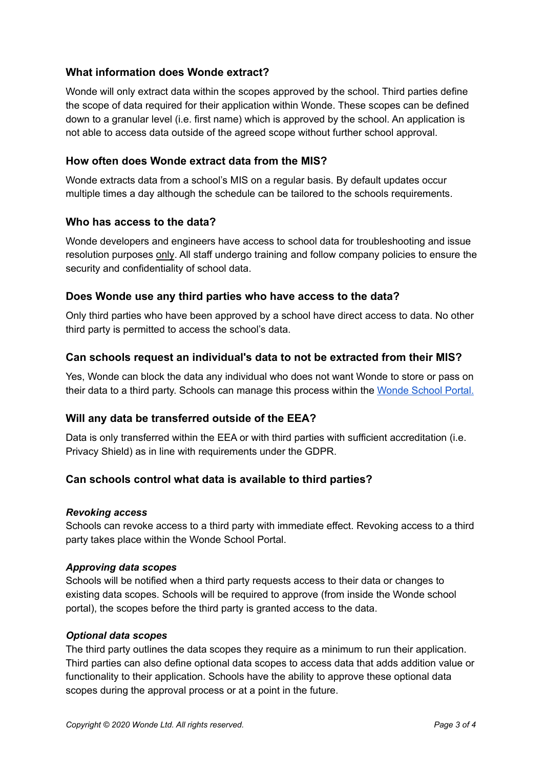### What information does Wonde extract?

Wonde will only extract data within the scopes approved by the school. Third parties define the scope of data required for their application within Wonde. These scopes can be defined down to a granular level (i.e. first name) which is approved by the school. An application is not able to access data outside of the agreed scope without further school approval.

### How often does Wonde extract data from the MIS?

Wonde extracts data from a school's MIS on a regular basis. By default updates occur multiple times a day although the schedule can be tailored to the schools requirements.

### Who has access to the data?

Wonde developers and engineers have access to school data for troubleshooting and issue resolution purposes only. All staff undergo training and follow company policies to ensure the security and confidentiality of school data.

### Does Wonde use any third parties who have access to the data?

Only third parties who have been approved by a school have direct access to data. No other third party is permitted to access the school's data.

### Can schools request an individual's data to not be extracted from their MIS?

Yes, Wonde can block the data any individual who does not want Wonde to store or pass on their data to a third party. Schools can manage this process within the Wonde School Portal.

### Will any data be transferred outside of the EEA?

Data is only transferred within the EEA or with third parties with sufficient accreditation (i.e. Privacy Shield) as in line with requirements under the GDPR.

### Can schools control what data is available to third parties?

***Revoking access***

Schools can revoke access to a third party with immediate effect. Revoking access to a third party takes place within the Wonde School Portal.

***Approving data scopes***

Schools will be notified when a third party requests access to their data or changes to existing data scopes. Schools will be required to approve (from inside the Wonde school portal), the scopes before the third party is granted access to the data.

***Optional data scopes***

The third party outlines the data scopes they require as a minimum to run their application. Third parties can also define optional data scopes to access data that adds addition value or functionality to their application. Schools have the ability to approve these optional data scopes during the approval process or at a point in the future.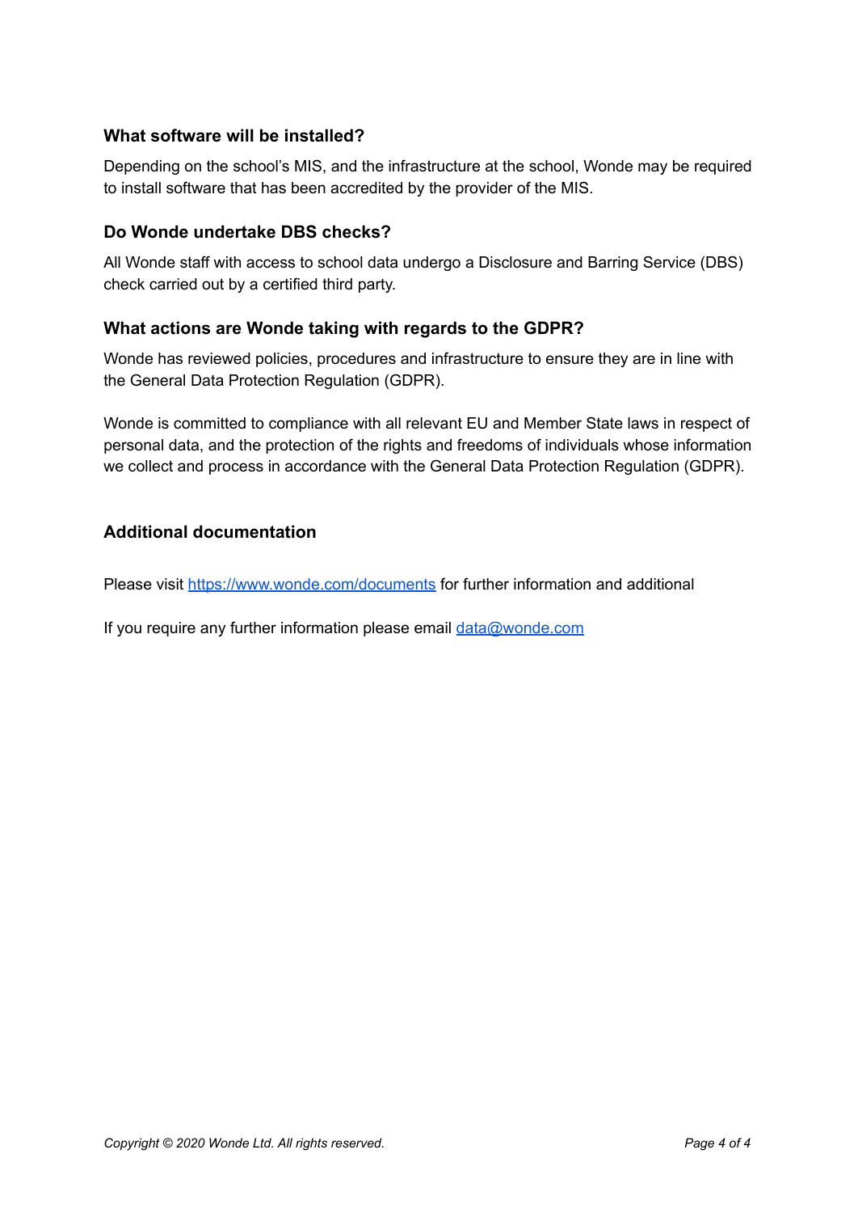### What software will be installed?

Depending on the school's MIS, and the infrastructure at the school, Wonde may be required to install software that has been accredited by the provider of the MIS.

### Do Wonde undertake DBS checks?

All Wonde staff with access to school data undergo a Disclosure and Barring Service (DBS) check carried out by a certified third party.

### What actions are Wonde taking with regards to the GDPR?

Wonde has reviewed policies, procedures and infrastructure to ensure they are in line with the General Data Protection Regulation (GDPR).

Wonde is committed to compliance with all relevant EU and Member State laws in respect of personal data, and the protection of the rights and freedoms of individuals whose information we collect and process in accordance with the General Data Protection Regulation (GDPR).

### Additional documentation

Please visit [https://www.wonde.com/documents](https://www.wonde.com/documents) for further information and additional

If you require any further information please email [data@wonde.com](mailto:data@wonde.com)

*Copyright © 2020 Wonde Ltd. All rights reserved.*